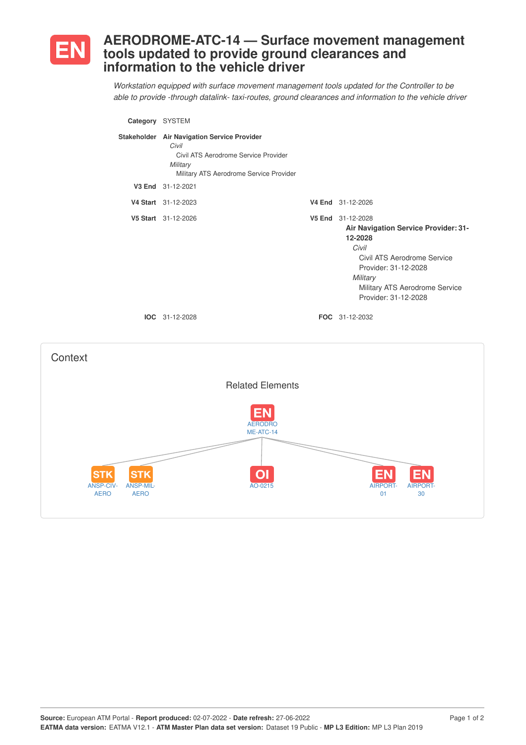# EN AERODROME-ATC-14 — Surface movement management tools updated to provide ground clearances and information to the vehicle driver

*Workstation equipped with surface movement management tools updated for the Controller to be able to provide -through datalink- taxi-routes, ground clearances and information to the vehicle driver*

**Category** SYSTEM

**Stakeholder** **Air Navigation Service Provider**
*Civil*
Civil ATS Aerodrome Service Provider
*Military*
Military ATS Aerodrome Service Provider

**V3 End** 31-12-2021

**V4 Start** 31-12-2023 **V4 End** 31-12-2026

**V5 Start** 31-12-2026 **V5 End** 31-12-2028
**Air Navigation Service Provider: 31-12-2028**
*Civil*
Civil ATS Aerodrome Service Provider: 31-12-2028
*Military*
Military ATS Aerodrome Service Provider: 31-12-2028

**IOC** 31-12-2028 **FOC** 31-12-2032

## Context

### Related Elements

EN AERODROME-ATC-14

- STK ANSP-CIV-AERO
- STK ANSP-MIL-AERO
- OI AO-0215
- EN AIRPORT-01
- EN AIRPORT-30

**Source:** European ATM Portal - **Report produced:** 02-07-2022 - **Date refresh:** 27-06-2022
**EATMA data version:** EATMA V12.1 - **ATM Master Plan data set version:** Dataset 19 Public - **MP L3 Edition:** MP L3 Plan 2019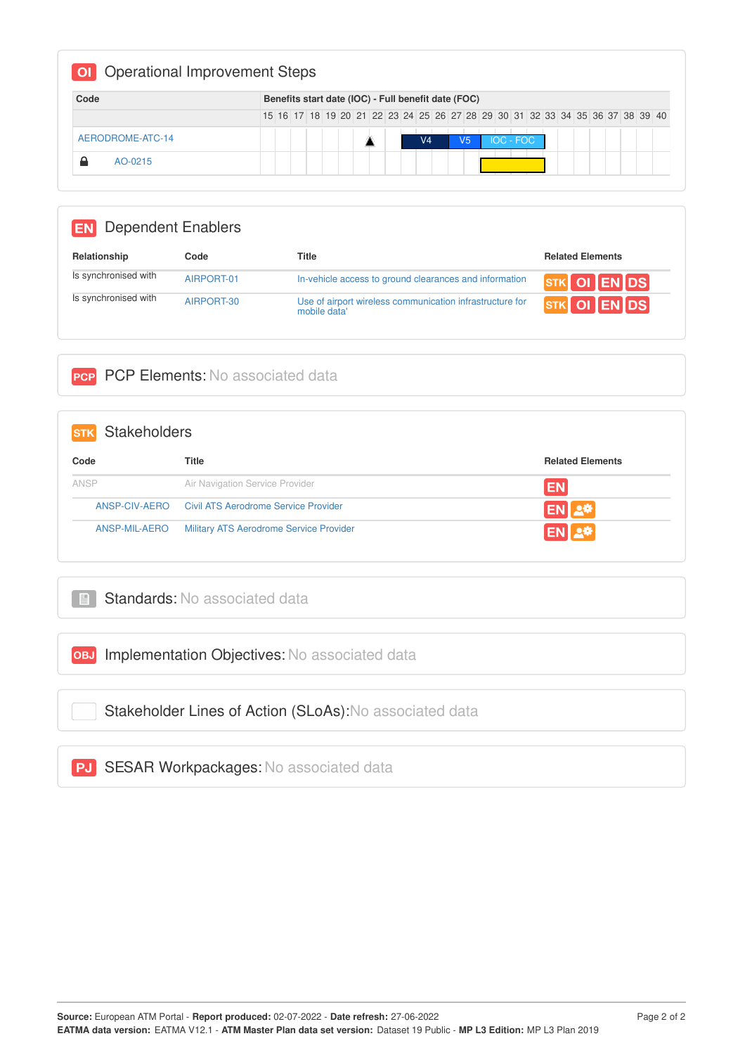## OI Operational Improvement Steps

| Code | Benefits start date (IOC) - Full benefit date (FOC) |
|---|---|
| | 15 16 17 18 19 20 21 22 23 24 25 26 27 28 29 30 31 32 33 34 35 36 37 38 39 40 |
| AERODROME-ATC-14 | ▲ V4 V5 IOC - FOC |
| AO-0215 | |

## EN Dependent Enablers

| Relationship | Code | Title | Related Elements |
|---|---|---|---|
| Is synchronised with | AIRPORT-01 | In-vehicle access to ground clearances and information | STK OI EN DS |
| Is synchronised with | AIRPORT-30 | Use of airport wireless communication infrastructure for mobile data' | STK OI EN DS |

## PCP PCP Elements: No associated data

## STK Stakeholders

| Code | Title | Related Elements |
|---|---|---|
| ANSP | Air Navigation Service Provider | EN |
| ANSP-CIV-AERO | Civil ATS Aerodrome Service Provider | EN |
| ANSP-MIL-AERO | Military ATS Aerodrome Service Provider | EN |

## Standards: No associated data

## OBJ Implementation Objectives: No associated data

## Stakeholder Lines of Action (SLoAs): No associated data

## PJ SESAR Workpackages: No associated data

**Source:** European ATM Portal - **Report produced:** 02-07-2022 - **Date refresh:** 27-06-2022
**EATMA data version:** EATMA V12.1 - **ATM Master Plan data set version:** Dataset 19 Public - **MP L3 Edition:** MP L3 Plan 2019